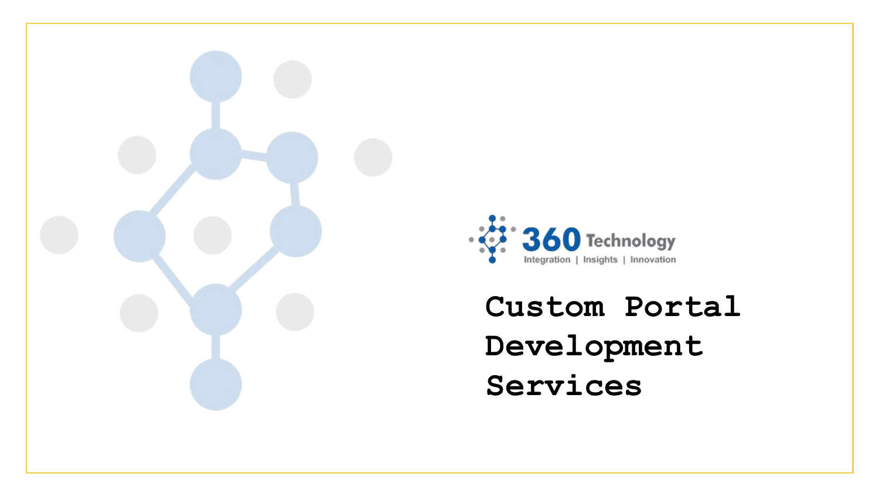360 Technology

Integration | Insights | Innovation

# Custom Portal Development Services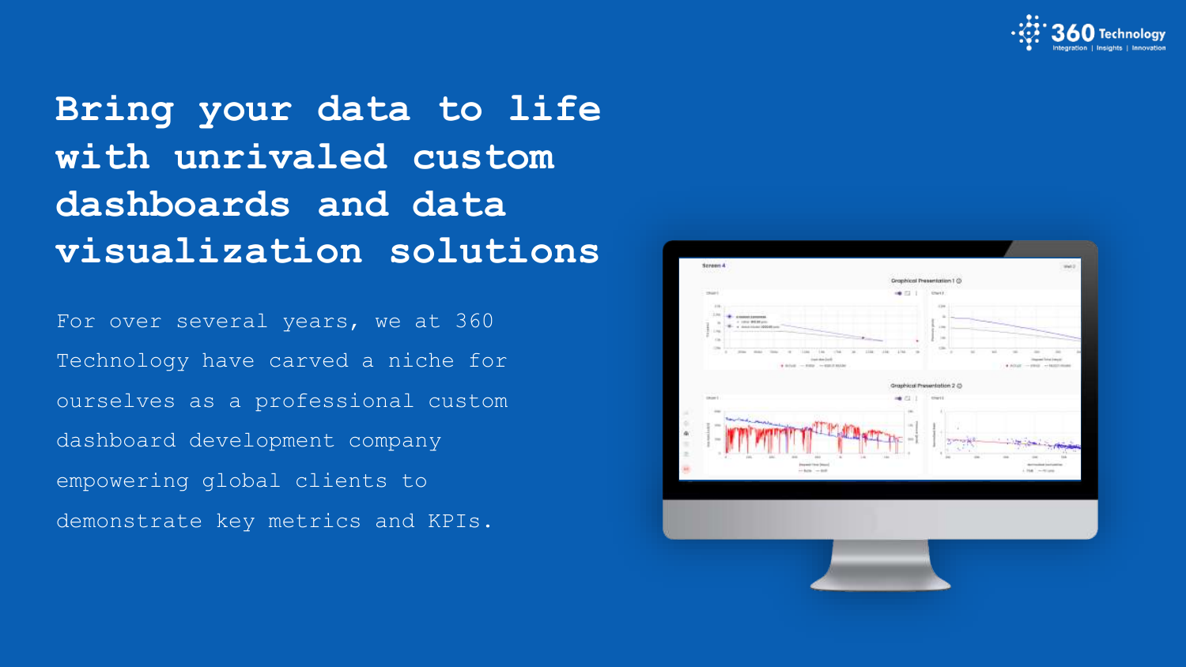# Bring your data to life with unrivaled custom dashboards and data visualization solutions

For over several years, we at 360 Technology have carved a niche for ourselves as a professional custom dashboard development company empowering global clients to demonstrate key metrics and KPIs.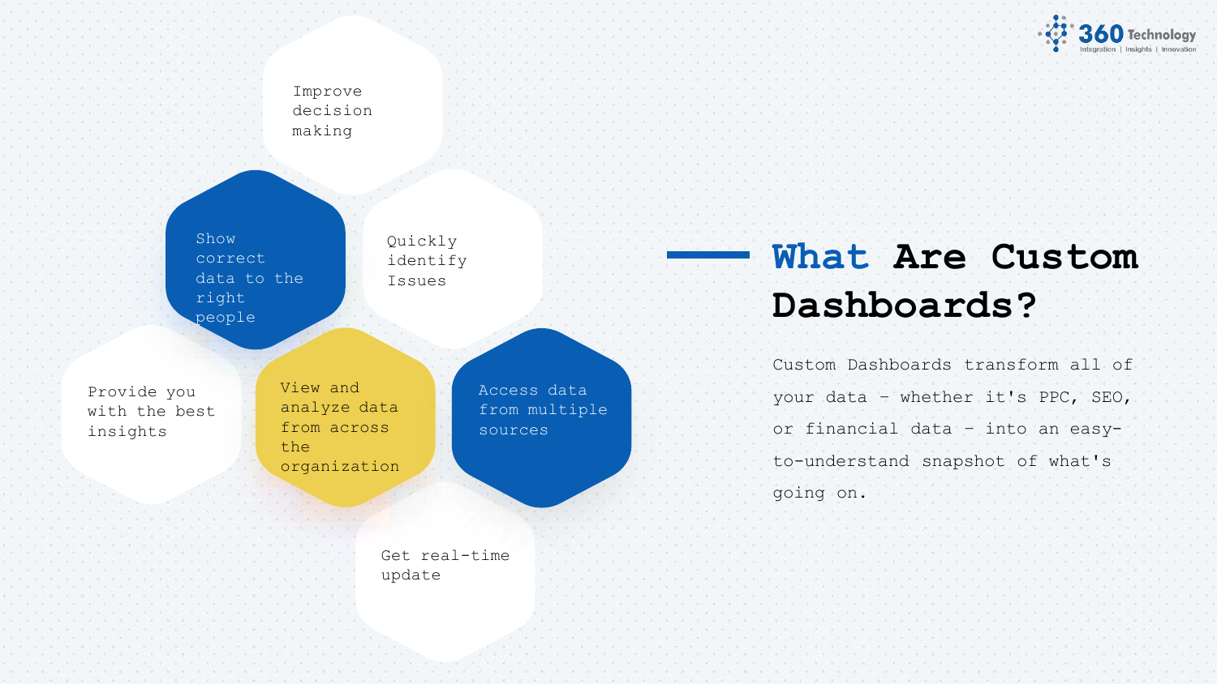## What Are Custom Dashboards?

Custom Dashboards transform all of your data - whether it's PPC, SEO, or financial data - into an easy-to-understand snapshot of what's going on.

- Improve decision making
- Show correct data to the right people
- Quickly identify Issues
- Provide you with the best insights
- View and analyze data from across the organization
- Access data from multiple sources
- Get real-time update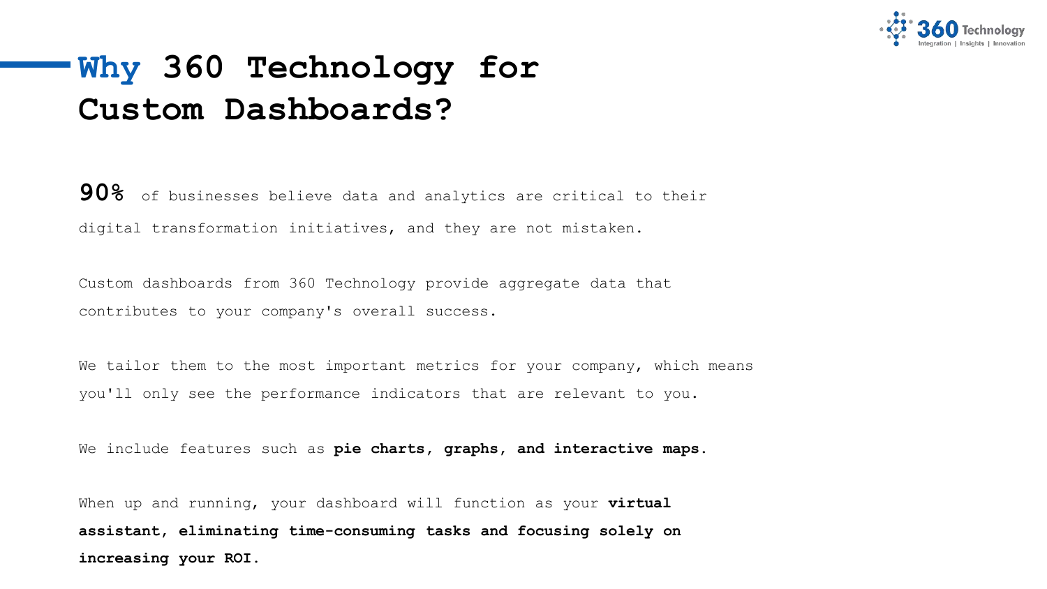# **Why** 360 Technology for Custom Dashboards?

**90%** of businesses believe data and analytics are critical to their digital transformation initiatives, and they are not mistaken.

Custom dashboards from 360 Technology provide aggregate data that contributes to your company's overall success.

We tailor them to the most important metrics for your company, which means you'll only see the performance indicators that are relevant to you.

We include features such as **pie charts, graphs, and interactive maps.**

When up and running, your dashboard will function as your **virtual assistant, eliminating time-consuming tasks and focusing solely on increasing your ROI.**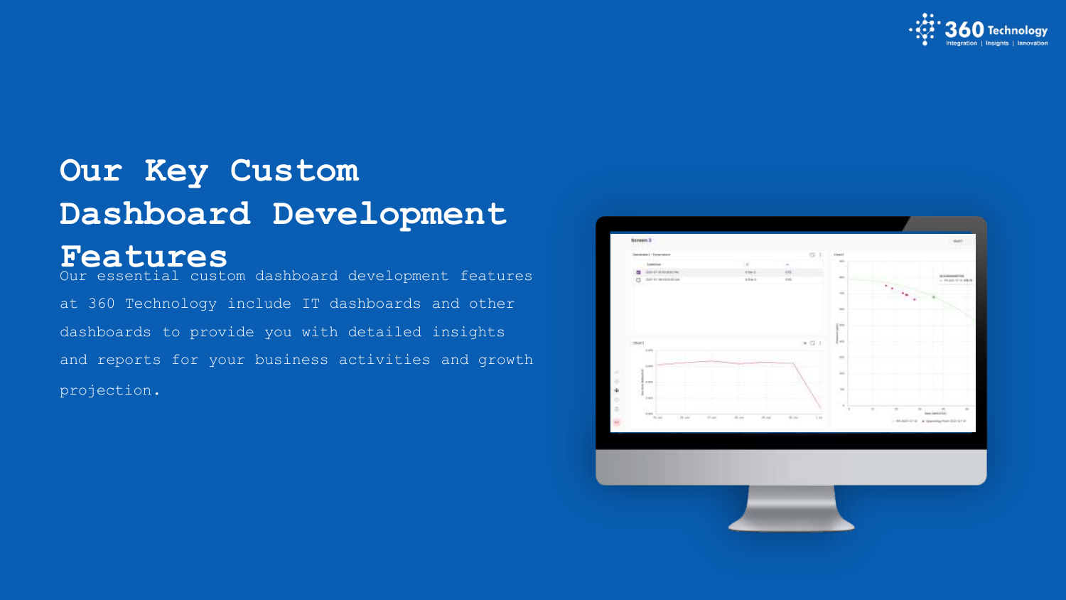# Our Key Custom Dashboard Development Features

Our essential custom dashboard development features at 360 Technology include IT dashboards and other dashboards to provide you with detailed insights and reports for your business activities and growth projection.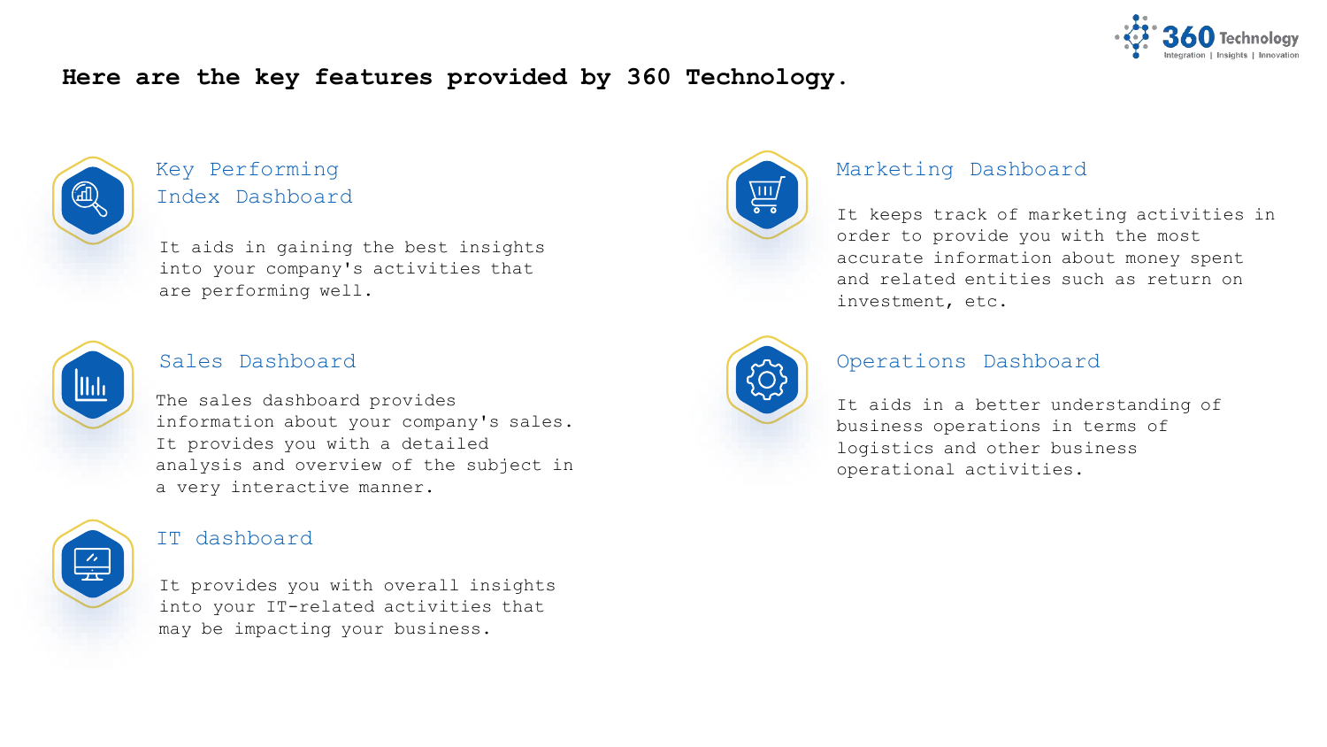## Here are the key features provided by 360 Technology.

### Key Performing Index Dashboard

It aids in gaining the best insights into your company's activities that are performing well.

### Sales Dashboard

The sales dashboard provides information about your company's sales. It provides you with a detailed analysis and overview of the subject in a very interactive manner.

### IT dashboard

It provides you with overall insights into your IT-related activities that may be impacting your business.

### Marketing Dashboard

It keeps track of marketing activities in order to provide you with the most accurate information about money spent and related entities such as return on investment, etc.

### Operations Dashboard

It aids in a better understanding of business operations in terms of logistics and other business operational activities.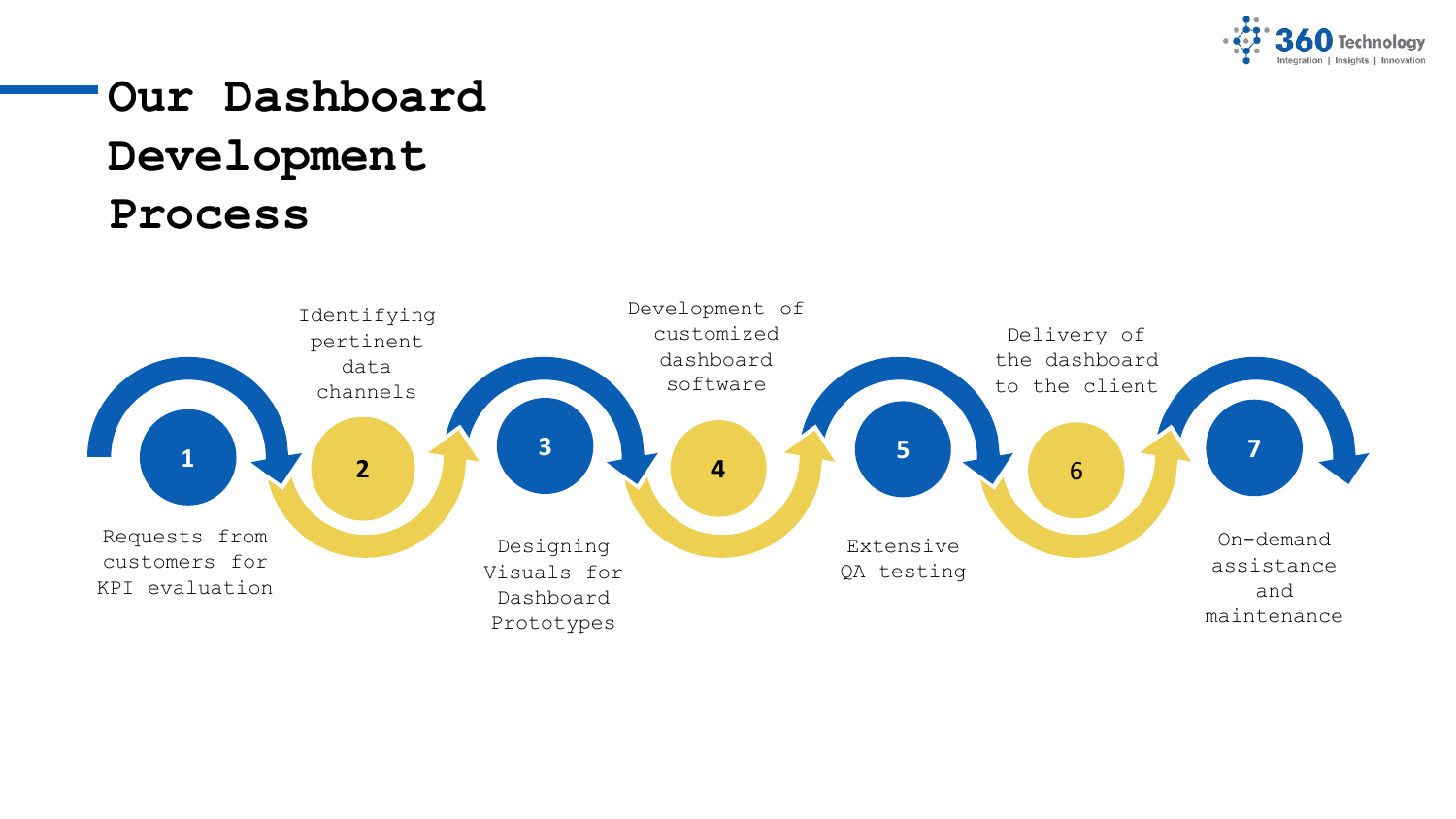# Our Dashboard Development Process

1. Requests from customers for KPI evaluation
2. Identifying pertinent data channels
3. Designing Visuals for Dashboard Prototypes
4. Development of customized dashboard software
5. Extensive QA testing
6. Delivery of the dashboard to the client
7. On-demand assistance and maintenance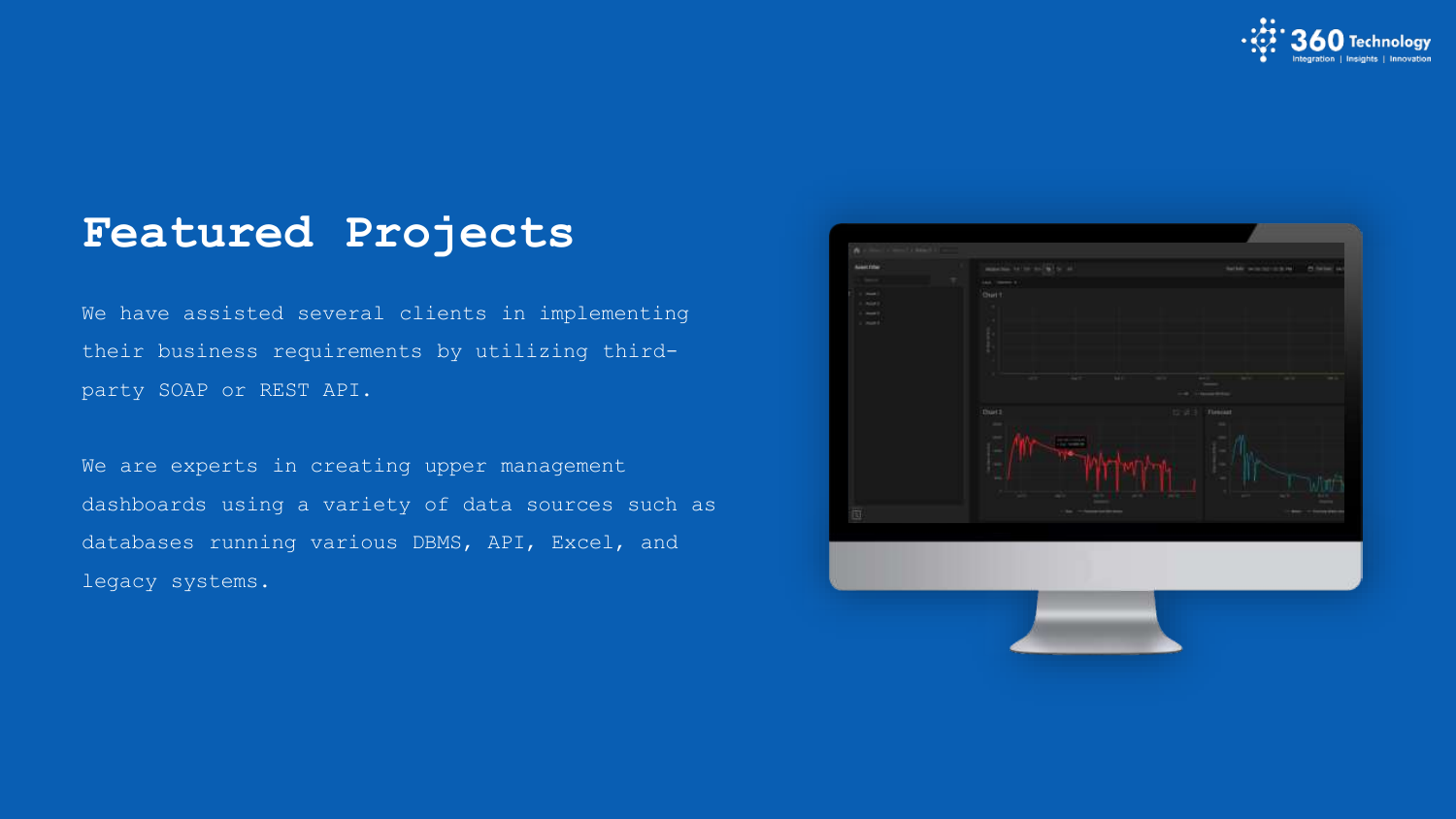# Featured Projects

We have assisted several clients in implementing their business requirements by utilizing third-party SOAP or REST API.

We are experts in creating upper management dashboards using a variety of data sources such as databases running various DBMS, API, Excel, and legacy systems.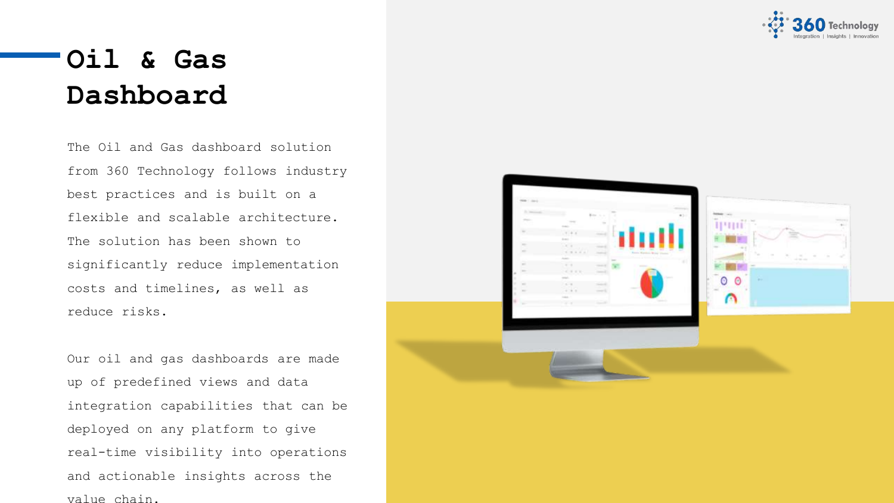# Oil & Gas Dashboard

The Oil and Gas dashboard solution from 360 Technology follows industry best practices and is built on a flexible and scalable architecture. The solution has been shown to significantly reduce implementation costs and timelines, as well as reduce risks.

Our oil and gas dashboards are made up of predefined views and data integration capabilities that can be deployed on any platform to give real-time visibility into operations and actionable insights across the value chain.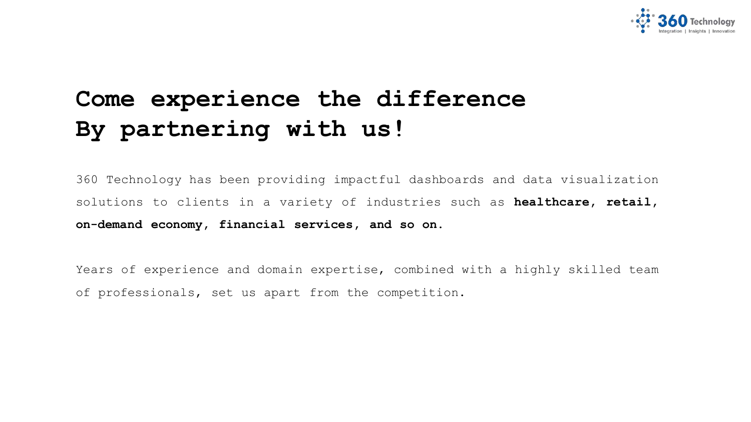# Come experience the difference By partnering with us!

360 Technology has been providing impactful dashboards and data visualization solutions to clients in a variety of industries such as **healthcare**, **retail**, **on-demand economy**, **financial services**, **and so on**.

Years of experience and domain expertise, combined with a highly skilled team of professionals, set us apart from the competition.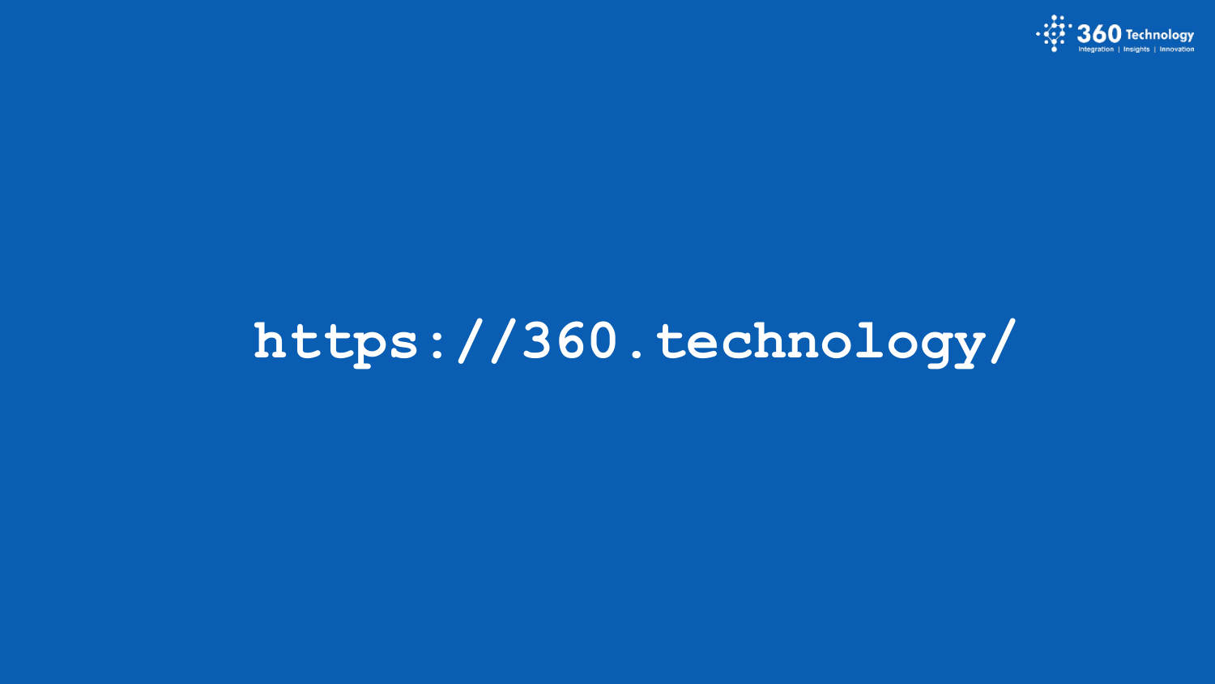https://360.technology/